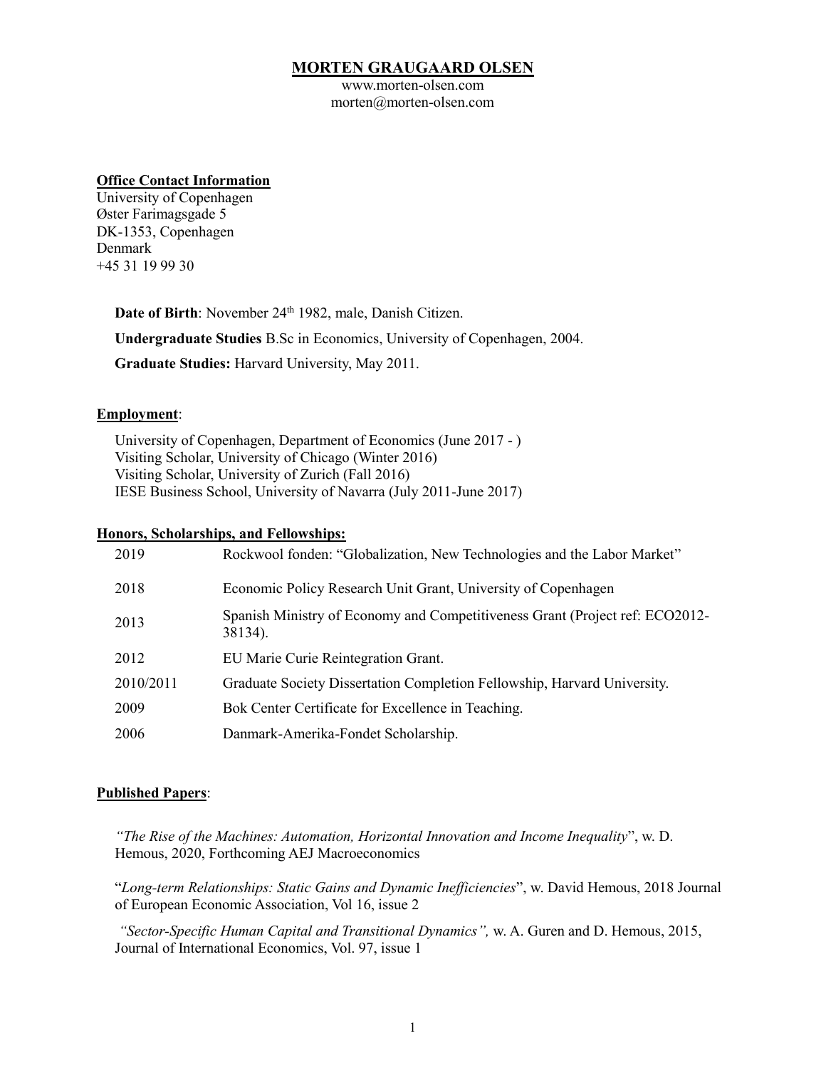# MORTEN GRAUGAARD OLSEN

www.morten-olsen.com
morten@morten-olsen.com

**Office Contact Information**
University of Copenhagen
Øster Farimagsgade 5
DK-1353, Copenhagen
Denmark
+45 31 19 99 30

**Date of Birth**: November 24th 1982, male, Danish Citizen.

**Undergraduate Studies** B.Sc in Economics, University of Copenhagen, 2004.

**Graduate Studies:** Harvard University, May 2011.

## Employment:

University of Copenhagen, Department of Economics (June 2017 - )
Visiting Scholar, University of Chicago (Winter 2016)
Visiting Scholar, University of Zurich (Fall 2016)
IESE Business School, University of Navarra (July 2011-June 2017)

## Honors, Scholarships, and Fellowships:

| | |
|---|---|
| 2019 | Rockwool fonden: "Globalization, New Technologies and the Labor Market" |
| 2018 | Economic Policy Research Unit Grant, University of Copenhagen |
| 2013 | Spanish Ministry of Economy and Competitiveness Grant (Project ref: ECO2012-38134). |
| 2012 | EU Marie Curie Reintegration Grant. |
| 2010/2011 | Graduate Society Dissertation Completion Fellowship, Harvard University. |
| 2009 | Bok Center Certificate for Excellence in Teaching. |
| 2006 | Danmark-Amerika-Fondet Scholarship. |

## Published Papers:

*"The Rise of the Machines: Automation, Horizontal Innovation and Income Inequality*", w. D. Hemous, 2020, Forthcoming AEJ Macroeconomics

"*Long-term Relationships: Static Gains and Dynamic Inefficiencies*", w. David Hemous, 2018 Journal of European Economic Association, Vol 16, issue 2

*"Sector-Specific Human Capital and Transitional Dynamics",* w. A. Guren and D. Hemous, 2015, Journal of International Economics, Vol. 97, issue 1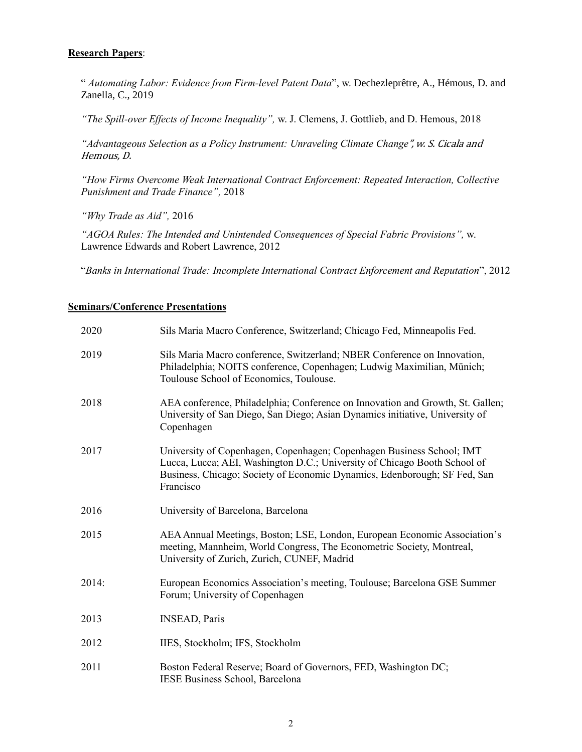**Research Papers**:

" *Automating Labor: Evidence from Firm-level Patent Data*", w. Dechezleprêtre, A., Hémous, D. and Zanella, C., 2019

*"The Spill-over Effects of Income Inequality",* w. J. Clemens, J. Gottlieb, and D. Hemous, 2018

*"Advantageous Selection as a Policy Instrument: Unraveling Climate Change", w. S. Cicala and Hemous, D.*

*"How Firms Overcome Weak International Contract Enforcement: Repeated Interaction, Collective Punishment and Trade Finance",* 2018

*"Why Trade as Aid",* 2016

*"AGOA Rules: The Intended and Unintended Consequences of Special Fabric Provisions",* w. Lawrence Edwards and Robert Lawrence, 2012

"*Banks in International Trade: Incomplete International Contract Enforcement and Reputation*", 2012

**Seminars/Conference Presentations**

| | |
|---|---|
| 2020 | Sils Maria Macro Conference, Switzerland; Chicago Fed, Minneapolis Fed. |
| 2019 | Sils Maria Macro conference, Switzerland; NBER Conference on Innovation, Philadelphia; NOITS conference, Copenhagen; Ludwig Maximilian, Münich; Toulouse School of Economics, Toulouse. |
| 2018 | AEA conference, Philadelphia; Conference on Innovation and Growth, St. Gallen; University of San Diego, San Diego; Asian Dynamics initiative, University of Copenhagen |
| 2017 | University of Copenhagen, Copenhagen; Copenhagen Business School; IMT Lucca, Lucca; AEI, Washington D.C.; University of Chicago Booth School of Business, Chicago; Society of Economic Dynamics, Edenborough; SF Fed, San Francisco |
| 2016 | University of Barcelona, Barcelona |
| 2015 | AEA Annual Meetings, Boston; LSE, London, European Economic Association's meeting, Mannheim, World Congress, The Econometric Society, Montreal, University of Zurich, Zurich, CUNEF, Madrid |
| 2014: | European Economics Association's meeting, Toulouse; Barcelona GSE Summer Forum; University of Copenhagen |
| 2013 | INSEAD, Paris |
| 2012 | IIES, Stockholm; IFS, Stockholm |
| 2011 | Boston Federal Reserve; Board of Governors, FED, Washington DC; IESE Business School, Barcelona |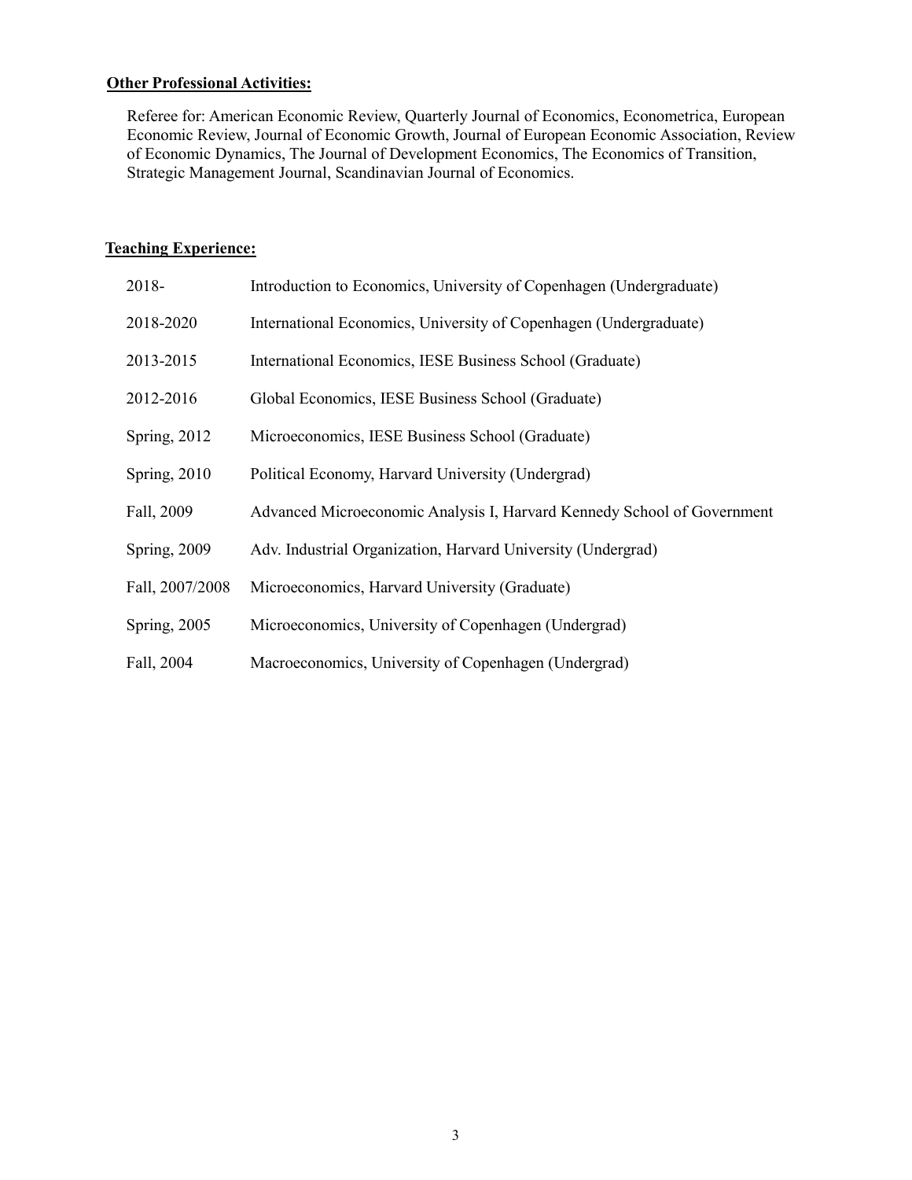**Other Professional Activities:**

Referee for: American Economic Review, Quarterly Journal of Economics, Econometrica, European Economic Review, Journal of Economic Growth, Journal of European Economic Association, Review of Economic Dynamics, The Journal of Development Economics, The Economics of Transition, Strategic Management Journal, Scandinavian Journal of Economics.

**Teaching Experience:**

| | |
|---|---|
| 2018- | Introduction to Economics, University of Copenhagen (Undergraduate) |
| 2018-2020 | International Economics, University of Copenhagen (Undergraduate) |
| 2013-2015 | International Economics, IESE Business School (Graduate) |
| 2012-2016 | Global Economics, IESE Business School (Graduate) |
| Spring, 2012 | Microeconomics, IESE Business School (Graduate) |
| Spring, 2010 | Political Economy, Harvard University (Undergrad) |
| Fall, 2009 | Advanced Microeconomic Analysis I, Harvard Kennedy School of Government |
| Spring, 2009 | Adv. Industrial Organization, Harvard University (Undergrad) |
| Fall, 2007/2008 | Microeconomics, Harvard University (Graduate) |
| Spring, 2005 | Microeconomics, University of Copenhagen (Undergrad) |
| Fall, 2004 | Macroeconomics, University of Copenhagen (Undergrad) |